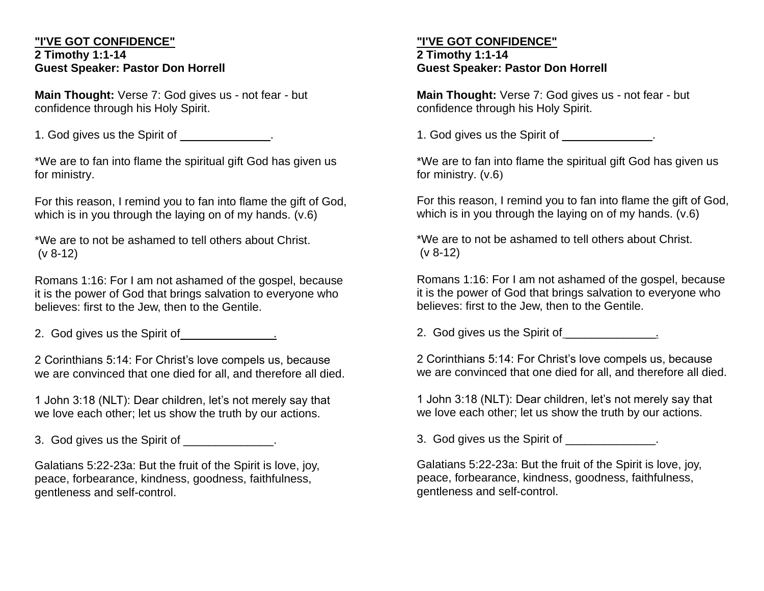**"I'VE GOT CONFIDENCE"**
**2 Timothy 1:1-14**
**Guest Speaker: Pastor Don Horrell**

**Main Thought:** Verse 7: God gives us - not fear - but confidence through his Holy Spirit.

1. God gives us the Spirit of ______________.

*We are to fan into flame the spiritual gift God has given us for ministry.

For this reason, I remind you to fan into flame the gift of God, which is in you through the laying on of my hands. (v.6)

*We are to not be ashamed to tell others about Christ.
(v 8-12)

Romans 1:16: For I am not ashamed of the gospel, because it is the power of God that brings salvation to everyone who believes: first to the Jew, then to the Gentile.

2. God gives us the Spirit of______________.

2 Corinthians 5:14: For Christ's love compels us, because we are convinced that one died for all, and therefore all died.

1 John 3:18 (NLT): Dear children, let's not merely say that we love each other; let us show the truth by our actions.

3. God gives us the Spirit of ______________.

Galatians 5:22-23a: But the fruit of the Spirit is love, joy, peace, forbearance, kindness, goodness, faithfulness, gentleness and self-control.

**"I'VE GOT CONFIDENCE"**
**2 Timothy 1:1-14**
**Guest Speaker: Pastor Don Horrell**

**Main Thought:** Verse 7: God gives us - not fear - but confidence through his Holy Spirit.

1. God gives us the Spirit of ______________.

*We are to fan into flame the spiritual gift God has given us for ministry. (v.6)

For this reason, I remind you to fan into flame the gift of God, which is in you through the laying on of my hands. (v.6)

*We are to not be ashamed to tell others about Christ.
(v 8-12)

Romans 1:16: For I am not ashamed of the gospel, because it is the power of God that brings salvation to everyone who believes: first to the Jew, then to the Gentile.

2. God gives us the Spirit of______________.

2 Corinthians 5:14: For Christ's love compels us, because we are convinced that one died for all, and therefore all died.

1 John 3:18 (NLT): Dear children, let's not merely say that we love each other; let us show the truth by our actions.

3. God gives us the Spirit of ______________.

Galatians 5:22-23a: But the fruit of the Spirit is love, joy, peace, forbearance, kindness, goodness, faithfulness, gentleness and self-control.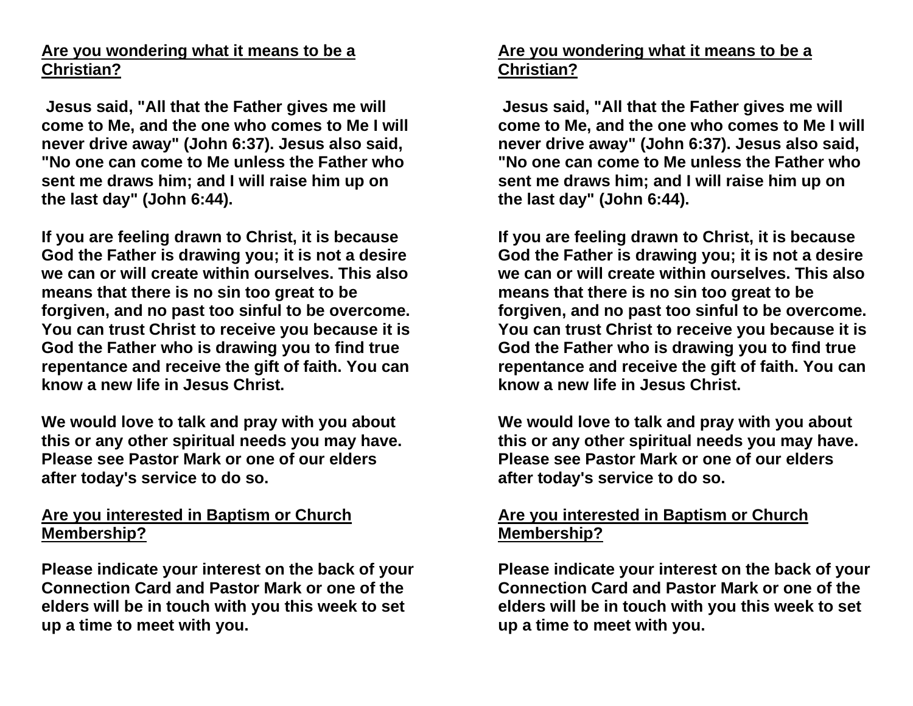**Are you wondering what it means to be a Christian?**

**Jesus said, "All that the Father gives me will come to Me, and the one who comes to Me I will never drive away" (John 6:37). Jesus also said, "No one can come to Me unless the Father who sent me draws him; and I will raise him up on the last day" (John 6:44).**

**If you are feeling drawn to Christ, it is because God the Father is drawing you; it is not a desire we can or will create within ourselves. This also means that there is no sin too great to be forgiven, and no past too sinful to be overcome. You can trust Christ to receive you because it is God the Father who is drawing you to find true repentance and receive the gift of faith. You can know a new life in Jesus Christ.**

**We would love to talk and pray with you about this or any other spiritual needs you may have. Please see Pastor Mark or one of our elders after today's service to do so.**

**Are you interested in Baptism or Church Membership?**

**Please indicate your interest on the back of your Connection Card and Pastor Mark or one of the elders will be in touch with you this week to set up a time to meet with you.**

**Are you wondering what it means to be a Christian?**

**Jesus said, "All that the Father gives me will come to Me, and the one who comes to Me I will never drive away" (John 6:37). Jesus also said, "No one can come to Me unless the Father who sent me draws him; and I will raise him up on the last day" (John 6:44).**

**If you are feeling drawn to Christ, it is because God the Father is drawing you; it is not a desire we can or will create within ourselves. This also means that there is no sin too great to be forgiven, and no past too sinful to be overcome. You can trust Christ to receive you because it is God the Father who is drawing you to find true repentance and receive the gift of faith. You can know a new life in Jesus Christ.**

**We would love to talk and pray with you about this or any other spiritual needs you may have. Please see Pastor Mark or one of our elders after today's service to do so.**

**Are you interested in Baptism or Church Membership?**

**Please indicate your interest on the back of your Connection Card and Pastor Mark or one of the elders will be in touch with you this week to set up a time to meet with you.**